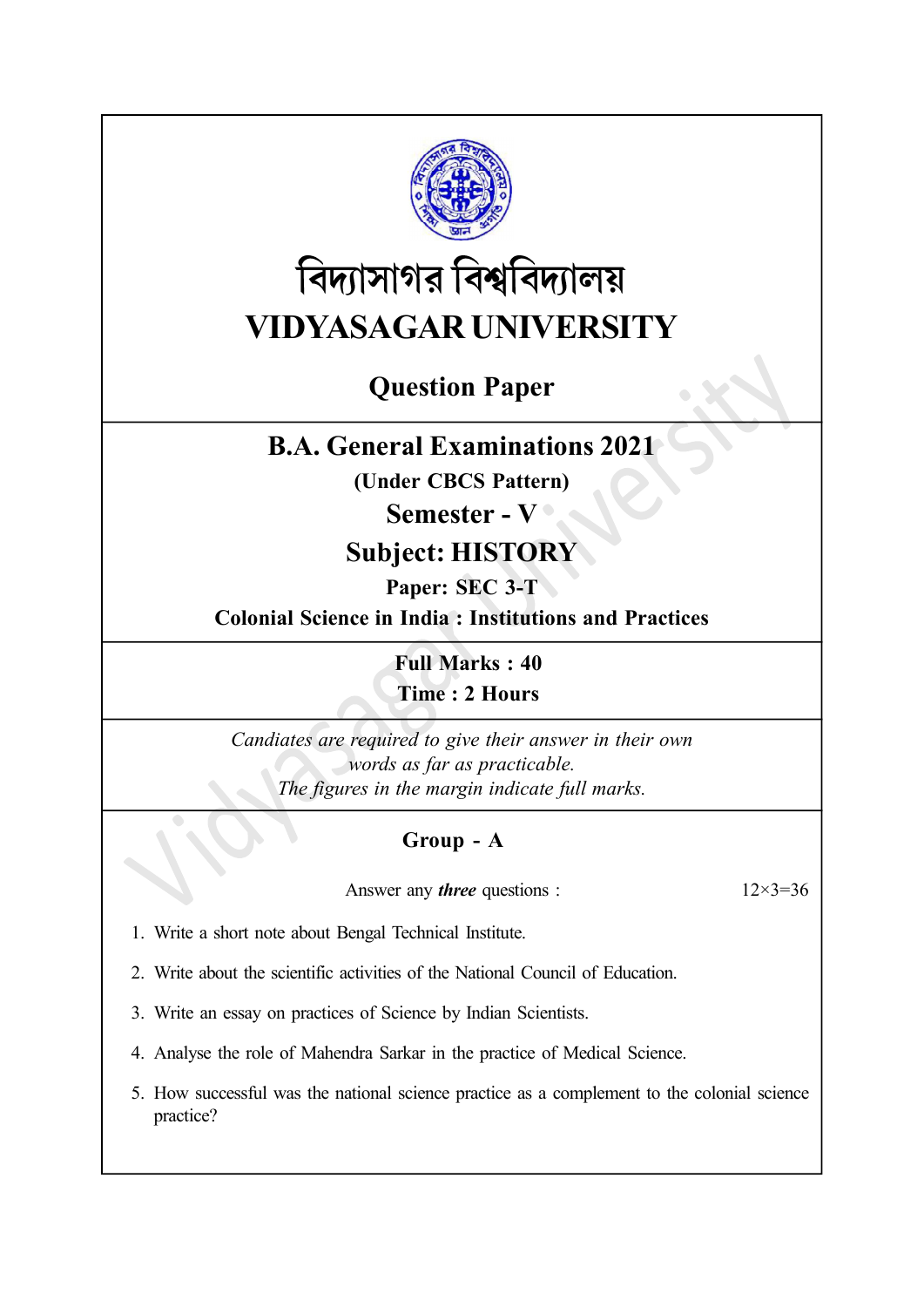# বিদ্যাসাগর বিশ্ববিদ্যালয়

# VIDYASAGAR UNIVERSITY

## Question Paper

## B.A. General Examinations 2021

**(Under CBCS Pattern)**

## Semester - V

## Subject: HISTORY

**Paper: SEC 3-T**

**Colonial Science in India : Institutions and Practices**

**Full Marks : 40**

**Time : 2 Hours**

*Candiates are required to give their answer in their own words as far as practicable.*

*The figures in the margin indicate full marks.*

### Group - A

Answer any ***three*** questions : 12×3=36

1. Write a short note about Bengal Technical Institute.
2. Write about the scientific activities of the National Council of Education.
3. Write an essay on practices of Science by Indian Scientists.
4. Analyse the role of Mahendra Sarkar in the practice of Medical Science.
5. How successful was the national science practice as a complement to the colonial science practice?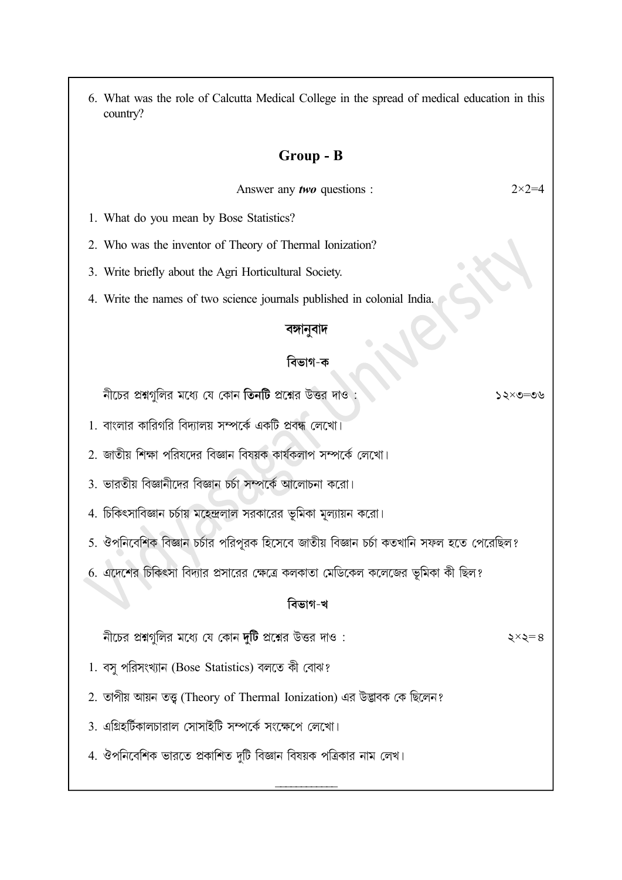6. What was the role of Calcutta Medical College in the spread of medical education in this country?

## Group - B

Answer any *two* questions : 2×2=4

1. What do you mean by Bose Statistics?
2. Who was the inventor of Theory of Thermal Ionization?
3. Write briefly about the Agri Horticultural Society.
4. Write the names of two science journals published in colonial India.

## বঙ্গানুবাদ

### বিভাগ-ক

নীচের প্রশ্নগুলির মধ্যে যে কোন **তিনটি** প্রশ্নের উত্তর দাও : ১২×৩=৩৬

1. বাংলার কারিগরি বিদ্যালয় সম্পর্কে একটি প্রবন্ধ লেখো।
2. জাতীয় শিক্ষা পরিষদের বিজ্ঞান বিষয়ক কার্যকলাপ সম্পর্কে লেখো।
3. ভারতীয় বিজ্ঞানীদের বিজ্ঞান চর্চা সম্পর্কে আলোচনা করো।
4. চিকিৎসাবিজ্ঞান চর্চায় মহেন্দ্রলাল সরকারের ভূমিকা মূল্যায়ন করো।
5. ঔপনিবেশিক বিজ্ঞান চর্চার পরিপূরক হিসেবে জাতীয় বিজ্ঞান চর্চা কতখানি সফল হতে পেরেছিল?
6. এদেশের চিকিৎসা বিদ্যার প্রসারের ক্ষেত্রে কলকাতা মেডিকেল কলেজের ভূমিকা কী ছিল?

### বিভাগ-খ

নীচের প্রশ্নগুলির মধ্যে যে কোন **দুটি** প্রশ্নের উত্তর দাও : ২×২=৪

1. বসু পরিসংখ্যান (Bose Statistics) বলতে কী বোঝ?
2. তাপীয় আয়ন তত্ত্ব (Theory of Thermal Ionization) এর উদ্ভাবক কে ছিলেন?
3. এগ্রিহর্টিকালচারাল সোসাইটি সম্পর্কে সংক্ষেপে লেখো।
4. ঔপনিবেশিক ভারতে প্রকাশিত দুটি বিজ্ঞান বিষয়ক পত্রিকার নাম লেখ।